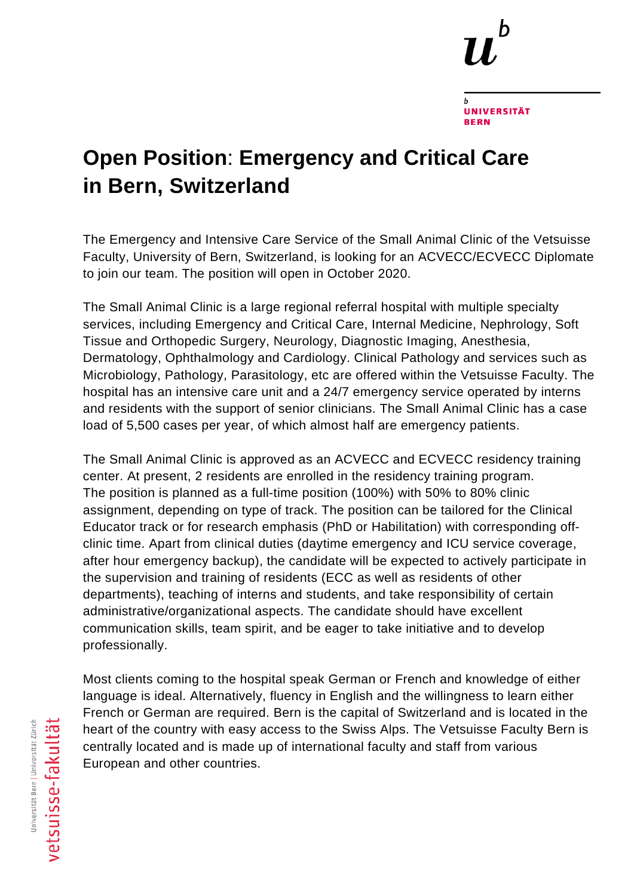# Open Position: Emergency and Critical Care in Bern, Switzerland

The Emergency and Intensive Care Service of the Small Animal Clinic of the Vetsuisse Faculty, University of Bern, Switzerland, is looking for an ACVECC/ECVECC Diplomate to join our team. The position will open in October 2020.

The Small Animal Clinic is a large regional referral hospital with multiple specialty services, including Emergency and Critical Care, Internal Medicine, Nephrology, Soft Tissue and Orthopedic Surgery, Neurology, Diagnostic Imaging, Anesthesia, Dermatology, Ophthalmology and Cardiology. Clinical Pathology and services such as Microbiology, Pathology, Parasitology, etc are offered within the Vetsuisse Faculty. The hospital has an intensive care unit and a 24/7 emergency service operated by interns and residents with the support of senior clinicians. The Small Animal Clinic has a case load of 5,500 cases per year, of which almost half are emergency patients.

The Small Animal Clinic is approved as an ACVECC and ECVECC residency training center. At present, 2 residents are enrolled in the residency training program. The position is planned as a full-time position (100%) with 50% to 80% clinic assignment, depending on type of track. The position can be tailored for the Clinical Educator track or for research emphasis (PhD or Habilitation) with corresponding off-clinic time. Apart from clinical duties (daytime emergency and ICU service coverage, after hour emergency backup), the candidate will be expected to actively participate in the supervision and training of residents (ECC as well as residents of other departments), teaching of interns and students, and take responsibility of certain administrative/organizational aspects. The candidate should have excellent communication skills, team spirit, and be eager to take initiative and to develop professionally.

Most clients coming to the hospital speak German or French and knowledge of either language is ideal. Alternatively, fluency in English and the willingness to learn either French or German are required. Bern is the capital of Switzerland and is located in the heart of the country with easy access to the Swiss Alps. The Vetsuisse Faculty Bern is centrally located and is made up of international faculty and staff from various European and other countries.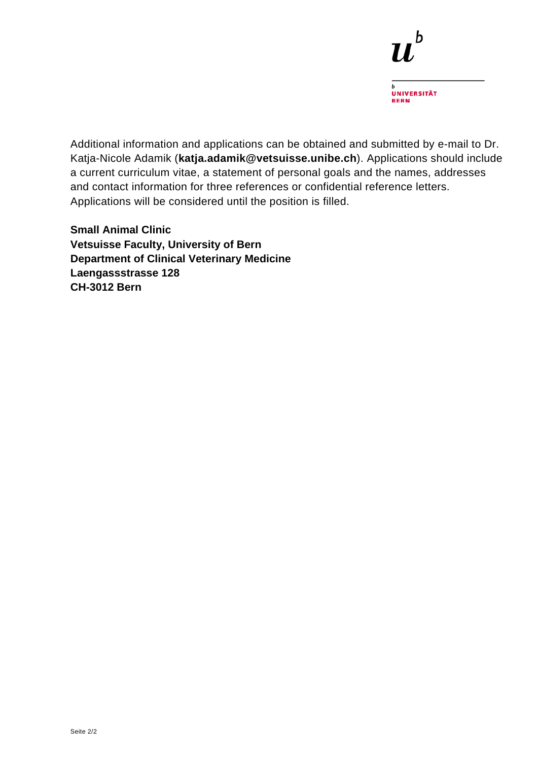Additional information and applications can be obtained and submitted by e-mail to Dr. Katja-Nicole Adamik (**katja.adamik@vetsuisse.unibe.ch**). Applications should include a current curriculum vitae, a statement of personal goals and the names, addresses and contact information for three references or confidential reference letters. Applications will be considered until the position is filled.

**Small Animal Clinic**
**Vetsuisse Faculty, University of Bern**
**Department of Clinical Veterinary Medicine**
**Laengassstrasse 128**
**CH-3012 Bern**